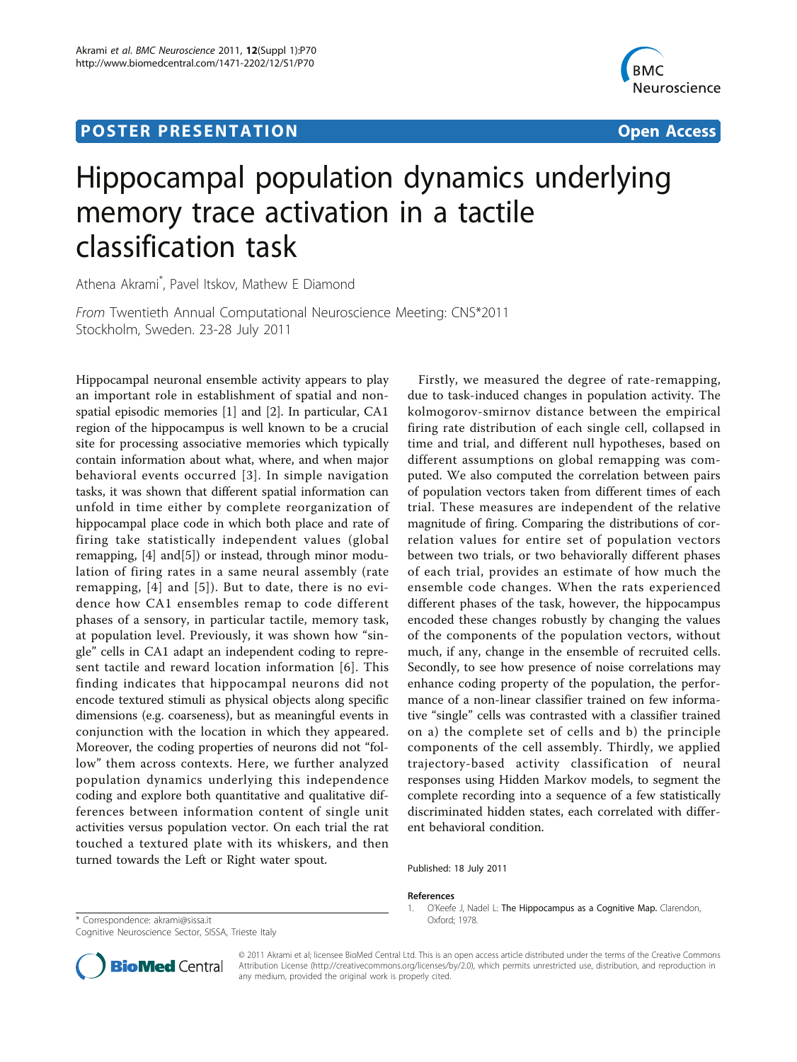POSTER PRESENTATION Open Access

# Hippocampal population dynamics underlying memory trace activation in a tactile classification task

Athena Akrami*, Pavel Itskov, Mathew E Diamond

*From* Twentieth Annual Computational Neuroscience Meeting: CNS*2011
Stockholm, Sweden. 23-28 July 2011

Hippocampal neuronal ensemble activity appears to play an important role in establishment of spatial and non-spatial episodic memories [1] and [2]. In particular, CA1 region of the hippocampus is well known to be a crucial site for processing associative memories which typically contain information about what, where, and when major behavioral events occurred [3]. In simple navigation tasks, it was shown that different spatial information can unfold in time either by complete reorganization of hippocampal place code in which both place and rate of firing take statistically independent values (global remapping, [4] and[5]) or instead, through minor modulation of firing rates in a same neural assembly (rate remapping, [4] and [5]). But to date, there is no evidence how CA1 ensembles remap to code different phases of a sensory, in particular tactile, memory task, at population level. Previously, it was shown how "single" cells in CA1 adapt an independent coding to represent tactile and reward location information [6]. This finding indicates that hippocampal neurons did not encode textured stimuli as physical objects along specific dimensions (e.g. coarseness), but as meaningful events in conjunction with the location in which they appeared. Moreover, the coding properties of neurons did not "follow" them across contexts. Here, we further analyzed population dynamics underlying this independence coding and explore both quantitative and qualitative differences between information content of single unit activities versus population vector. On each trial the rat touched a textured plate with its whiskers, and then turned towards the Left or Right water spout.

Firstly, we measured the degree of rate-remapping, due to task-induced changes in population activity. The kolmogorov-smirnov distance between the empirical firing rate distribution of each single cell, collapsed in time and trial, and different null hypotheses, based on different assumptions on global remapping was computed. We also computed the correlation between pairs of population vectors taken from different times of each trial. These measures are independent of the relative magnitude of firing. Comparing the distributions of correlation values for entire set of population vectors between two trials, or two behaviorally different phases of each trial, provides an estimate of how much the ensemble code changes. When the rats experienced different phases of the task, however, the hippocampus encoded these changes robustly by changing the values of the components of the population vectors, without much, if any, change in the ensemble of recruited cells. Secondly, to see how presence of noise correlations may enhance coding property of the population, the performance of a non-linear classifier trained on few informative "single" cells was contrasted with a classifier trained on a) the complete set of cells and b) the principle components of the cell assembly. Thirdly, we applied trajectory-based activity classification of neural responses using Hidden Markov models, to segment the complete recording into a sequence of a few statistically discriminated hidden states, each correlated with different behavioral condition.

Published: 18 July 2011

**References**

1. O'Keefe J, Nadel L: **The Hippocampus as a Cognitive Map.** Clarendon, Oxford; 1978.

* Correspondence: akrami@sissa.it
Cognitive Neuroscience Sector, SISSA, Trieste Italy

© 2011 Akrami et al; licensee BioMed Central Ltd. This is an open access article distributed under the terms of the Creative Commons Attribution License (http://creativecommons.org/licenses/by/2.0), which permits unrestricted use, distribution, and reproduction in any medium, provided the original work is properly cited.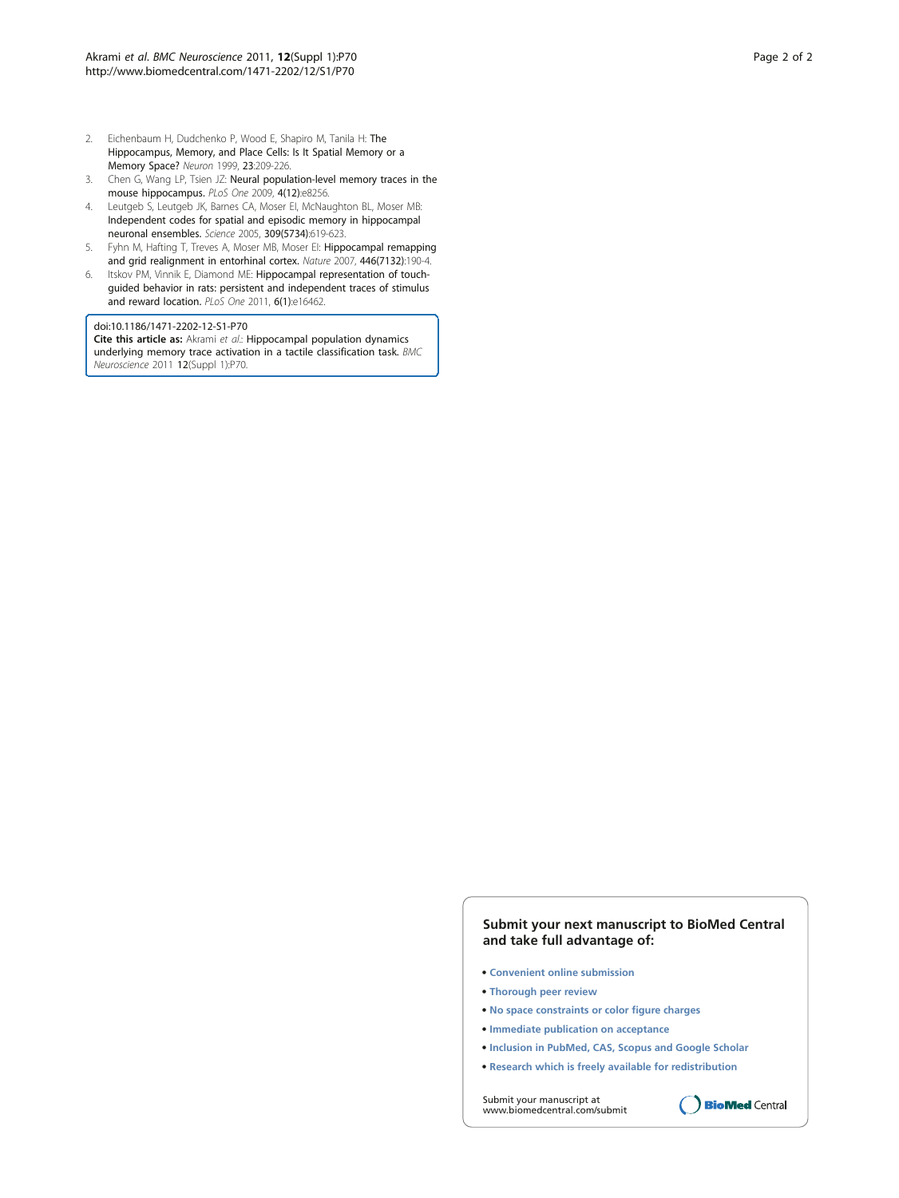2. Eichenbaum H, Dudchenko P, Wood E, Shapiro M, Tanila H: **The Hippocampus, Memory, and Place Cells: Is It Spatial Memory or a Memory Space?** *Neuron* 1999, **23**:209-226.
3. Chen G, Wang LP, Tsien JZ: **Neural population-level memory traces in the mouse hippocampus.** *PLoS One* 2009, **4(12)**:e8256.
4. Leutgeb S, Leutgeb JK, Barnes CA, Moser EI, McNaughton BL, Moser MB: **Independent codes for spatial and episodic memory in hippocampal neuronal ensembles.** *Science* 2005, **309(5734)**:619-623.
5. Fyhn M, Hafting T, Treves A, Moser MB, Moser EI: **Hippocampal remapping and grid realignment in entorhinal cortex.** *Nature* 2007, **446(7132)**:190-4.
6. Itskov PM, Vinnik E, Diamond ME: **Hippocampal representation of touch-guided behavior in rats: persistent and independent traces of stimulus and reward location.** *PLoS One* 2011, **6(1)**:e16462.

doi:10.1186/1471-2202-12-S1-P70

**Cite this article as:** Akrami *et al.*: Hippocampal population dynamics underlying memory trace activation in a tactile classification task. *BMC Neuroscience* 2011 **12**(Suppl 1):P70.

**Submit your next manuscript to BioMed Central and take full advantage of:**

- **Convenient online submission**
- **Thorough peer review**
- **No space constraints or color figure charges**
- **Immediate publication on acceptance**
- **Inclusion in PubMed, CAS, Scopus and Google Scholar**
- **Research which is freely available for redistribution**

Submit your manuscript at
www.biomedcentral.com/submit

BioMed Central